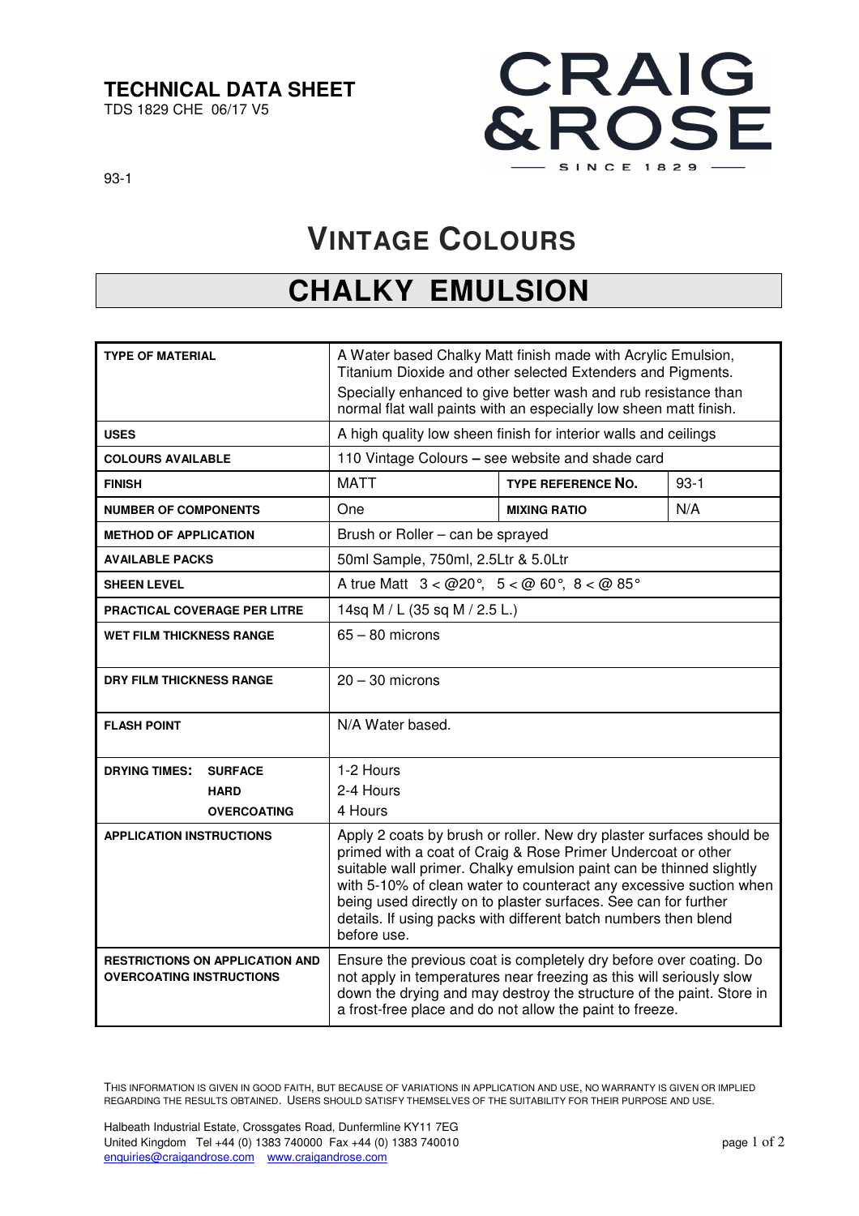# TECHNICAL DATA SHEET

TDS 1829 CHE 06/17 V5

CRAIG & ROSE
SINCE 1829

93-1

## VINTAGE COLOURS

## CHALKY EMULSION

| | | | |
|---|---|---|---|
| **TYPE OF MATERIAL** | A Water based Chalky Matt finish made with Acrylic Emulsion, Titanium Dioxide and other selected Extenders and Pigments. Specially enhanced to give better wash and rub resistance than normal flat wall paints with an especially low sheen matt finish. | | |
| **USES** | A high quality low sheen finish for interior walls and ceilings | | |
| **COLOURS AVAILABLE** | 110 Vintage Colours – see website and shade card | | |
| **FINISH** | MATT | **TYPE REFERENCE NO.** | 93-1 |
| **NUMBER OF COMPONENTS** | One | **MIXING RATIO** | N/A |
| **METHOD OF APPLICATION** | Brush or Roller – can be sprayed | | |
| **AVAILABLE PACKS** | 50ml Sample, 750ml, 2.5Ltr & 5.0Ltr | | |
| **SHEEN LEVEL** | A true Matt 3 < @20°, 5 < @ 60°, 8 < @ 85° | | |
| **PRACTICAL COVERAGE PER LITRE** | 14sq M / L (35 sq M / 2.5 L.) | | |
| **WET FILM THICKNESS RANGE** | 65 – 80 microns | | |
| **DRY FILM THICKNESS RANGE** | 20 – 30 microns | | |
| **FLASH POINT** | N/A Water based. | | |
| **DRYING TIMES: SURFACE** | 1-2 Hours | | |
| **HARD** | 2-4 Hours | | |
| **OVERCOATING** | 4 Hours | | |
| **APPLICATION INSTRUCTIONS** | Apply 2 coats by brush or roller. New dry plaster surfaces should be primed with a coat of Craig & Rose Primer Undercoat or other suitable wall primer. Chalky emulsion paint can be thinned slightly with 5-10% of clean water to counteract any excessive suction when being used directly on to plaster surfaces. See can for further details. If using packs with different batch numbers then blend before use. | | |
| **RESTRICTIONS ON APPLICATION AND OVERCOATING INSTRUCTIONS** | Ensure the previous coat is completely dry before over coating. Do not apply in temperatures near freezing as this will seriously slow down the drying and may destroy the structure of the paint. Store in a frost-free place and do not allow the paint to freeze. | | |

THIS INFORMATION IS GIVEN IN GOOD FAITH, BUT BECAUSE OF VARIATIONS IN APPLICATION AND USE, NO WARRANTY IS GIVEN OR IMPLIED REGARDING THE RESULTS OBTAINED. USERS SHOULD SATISFY THEMSELVES OF THE SUITABILITY FOR THEIR PURPOSE AND USE.

Halbeath Industrial Estate, Crossgates Road, Dunfermline KY11 7EG
United Kingdom Tel +44 (0) 1383 740000 Fax +44 (0) 1383 740010
enquiries@craigandrose.com www.craigandrose.com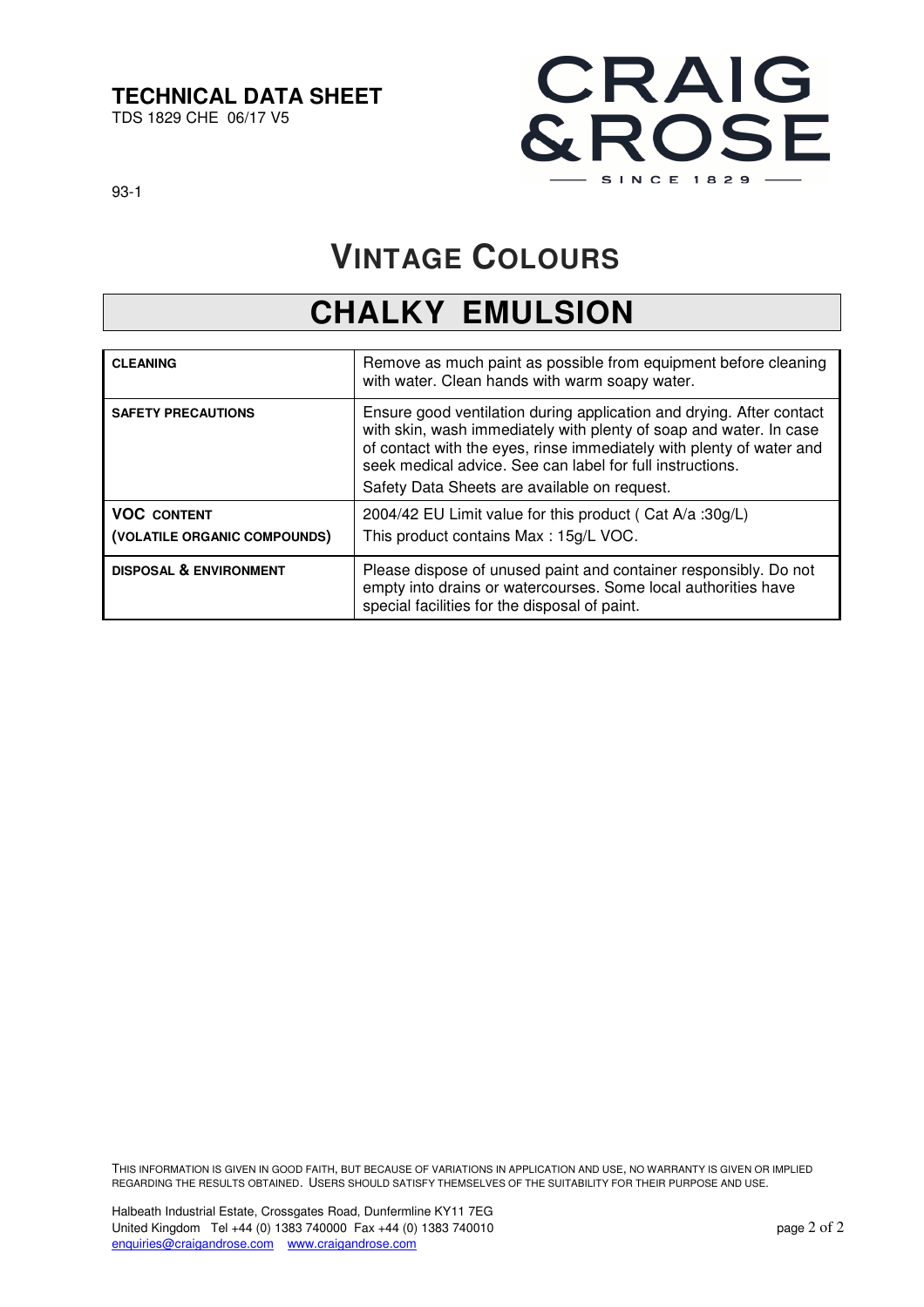**TECHNICAL DATA SHEET**
TDS 1829 CHE 06/17 V5

93-1

# VINTAGE COLOURS

# CHALKY EMULSION

| | |
|---|---|
| **CLEANING** | Remove as much paint as possible from equipment before cleaning with water. Clean hands with warm soapy water. |
| **SAFETY PRECAUTIONS** | Ensure good ventilation during application and drying. After contact with skin, wash immediately with plenty of soap and water. In case of contact with the eyes, rinse immediately with plenty of water and seek medical advice. See can label for full instructions.<br>Safety Data Sheets are available on request. |
| **VOC CONTENT**<br>**(VOLATILE ORGANIC COMPOUNDS)** | 2004/42 EU Limit value for this product ( Cat A/a :30g/L)<br>This product contains Max : 15g/L VOC. |
| **DISPOSAL & ENVIRONMENT** | Please dispose of unused paint and container responsibly. Do not empty into drains or watercourses. Some local authorities have special facilities for the disposal of paint. |

THIS INFORMATION IS GIVEN IN GOOD FAITH, BUT BECAUSE OF VARIATIONS IN APPLICATION AND USE, NO WARRANTY IS GIVEN OR IMPLIED REGARDING THE RESULTS OBTAINED. USERS SHOULD SATISFY THEMSELVES OF THE SUITABILITY FOR THEIR PURPOSE AND USE.

Halbeath Industrial Estate, Crossgates Road, Dunfermline KY11 7EG
United Kingdom Tel +44 (0) 1383 740000 Fax +44 (0) 1383 740010
enquiries@craigandrose.com www.craigandrose.com